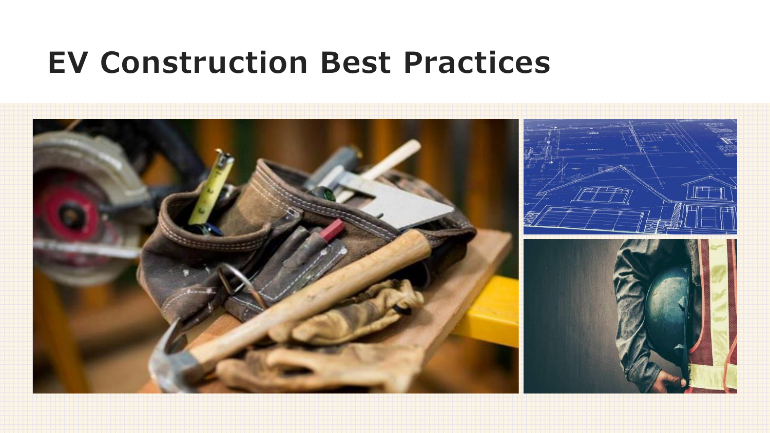# EV Construction Best Practices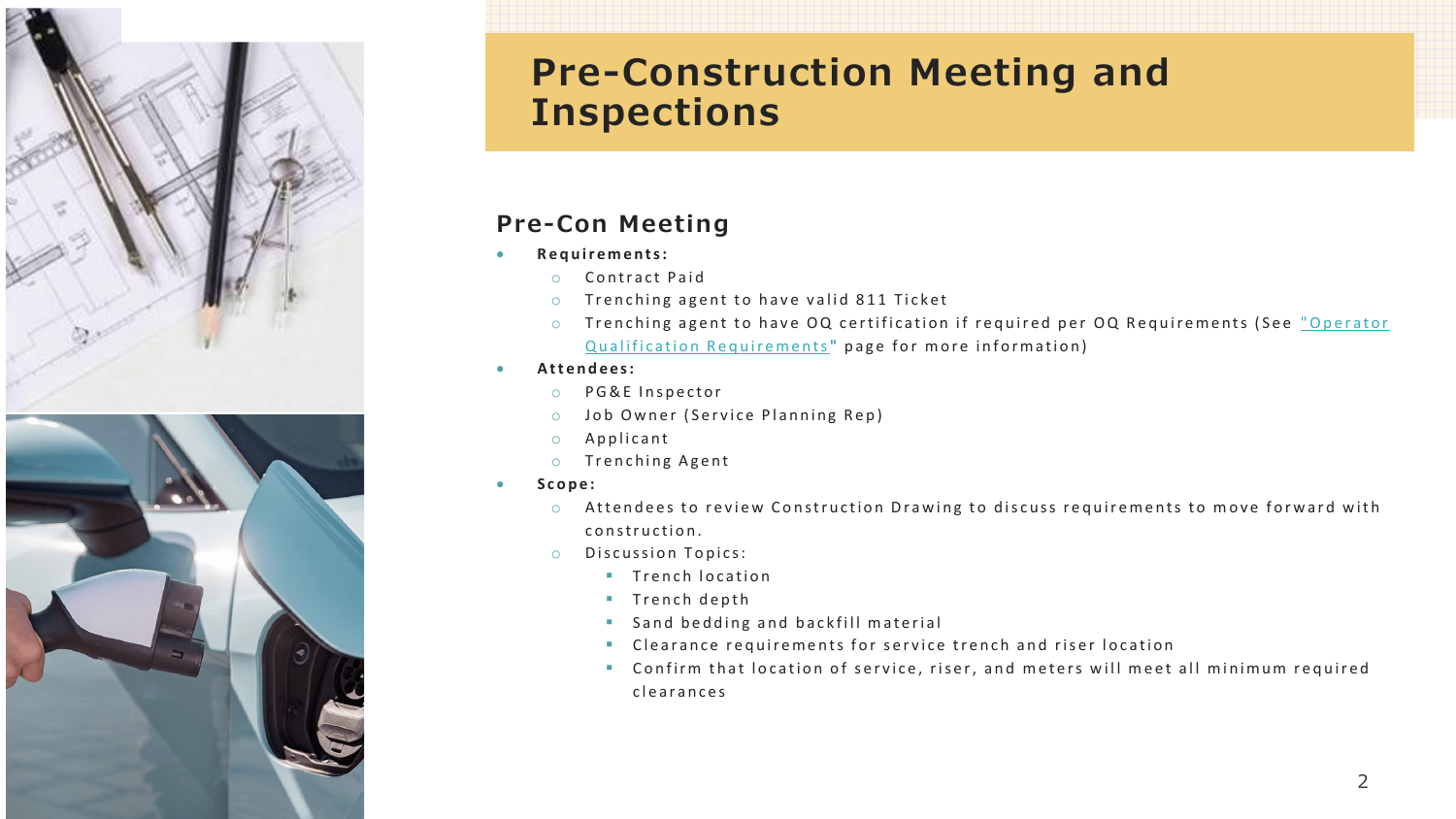# Pre-Construction Meeting and Inspections

## Pre-Con Meeting

- **Requirements:**
  - Contract Paid
  - Trenching agent to have valid 811 Ticket
  - Trenching agent to have OQ certification if required per OQ Requirements (See "Operator Qualification Requirements" page for more information)
- **Attendees:**
  - PG&E Inspector
  - Job Owner (Service Planning Rep)
  - Applicant
  - Trenching Agent
- **Scope:**
  - Attendees to review Construction Drawing to discuss requirements to move forward with construction.
  - Discussion Topics:
    - Trench location
    - Trench depth
    - Sand bedding and backfill material
    - Clearance requirements for service trench and riser location
    - Confirm that location of service, riser, and meters will meet all minimum required clearances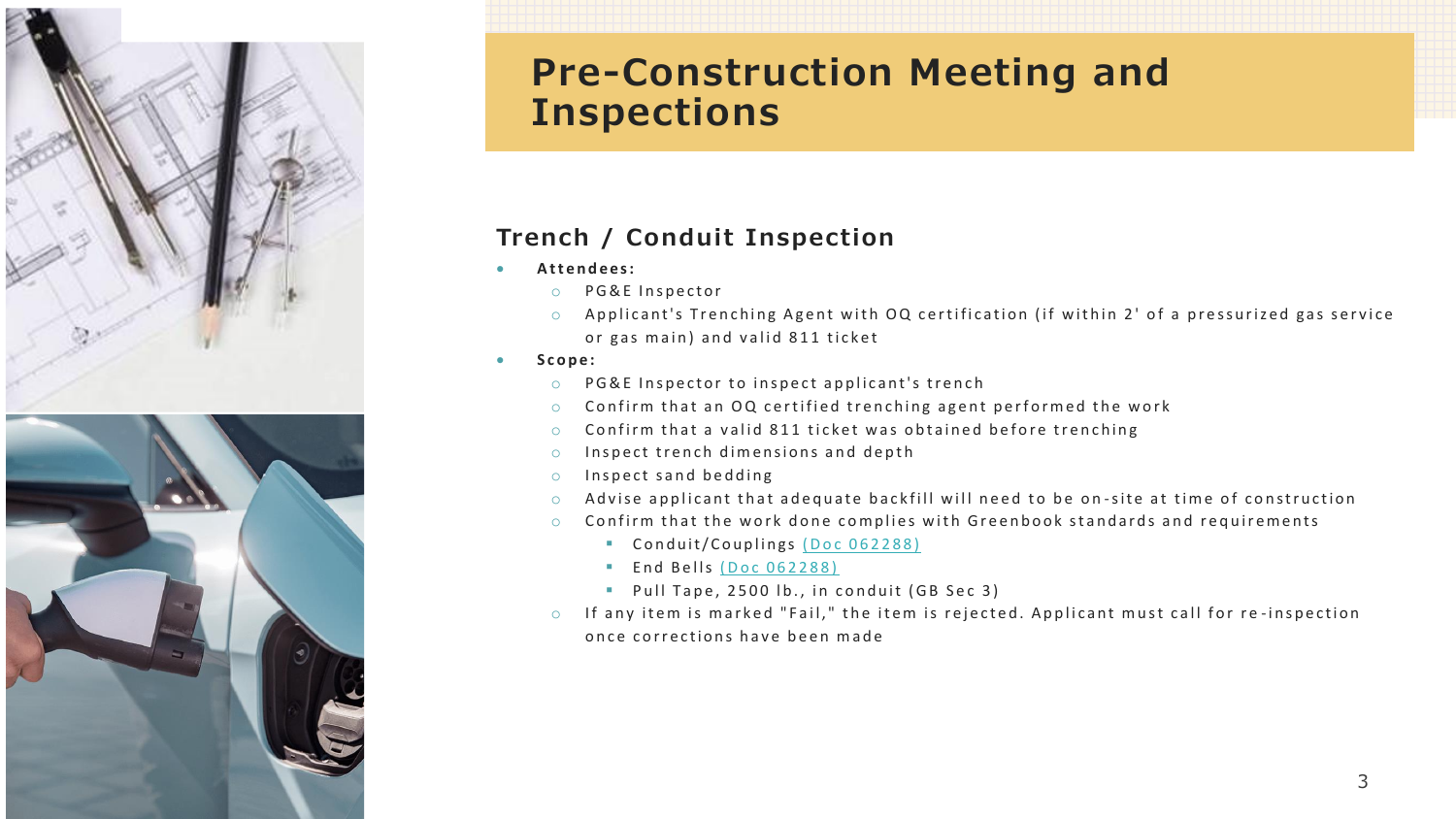# Pre-Construction Meeting and Inspections

## Trench / Conduit Inspection

- **Attendees:**
  - PG&E Inspector
  - Applicant's Trenching Agent with OQ certification (if within 2' of a pressurized gas service or gas main) and valid 811 ticket
- **Scope:**
  - PG&E Inspector to inspect applicant's trench
  - Confirm that an OQ certified trenching agent performed the work
  - Confirm that a valid 811 ticket was obtained before trenching
  - Inspect trench dimensions and depth
  - Inspect sand bedding
  - Advise applicant that adequate backfill will need to be on-site at time of construction
  - Confirm that the work done complies with Greenbook standards and requirements
    - Conduit/Couplings (Doc 062288)
    - End Bells (Doc 062288)
    - Pull Tape, 2500 lb., in conduit (GB Sec 3)
  - If any item is marked "Fail," the item is rejected. Applicant must call for re-inspection once corrections have been made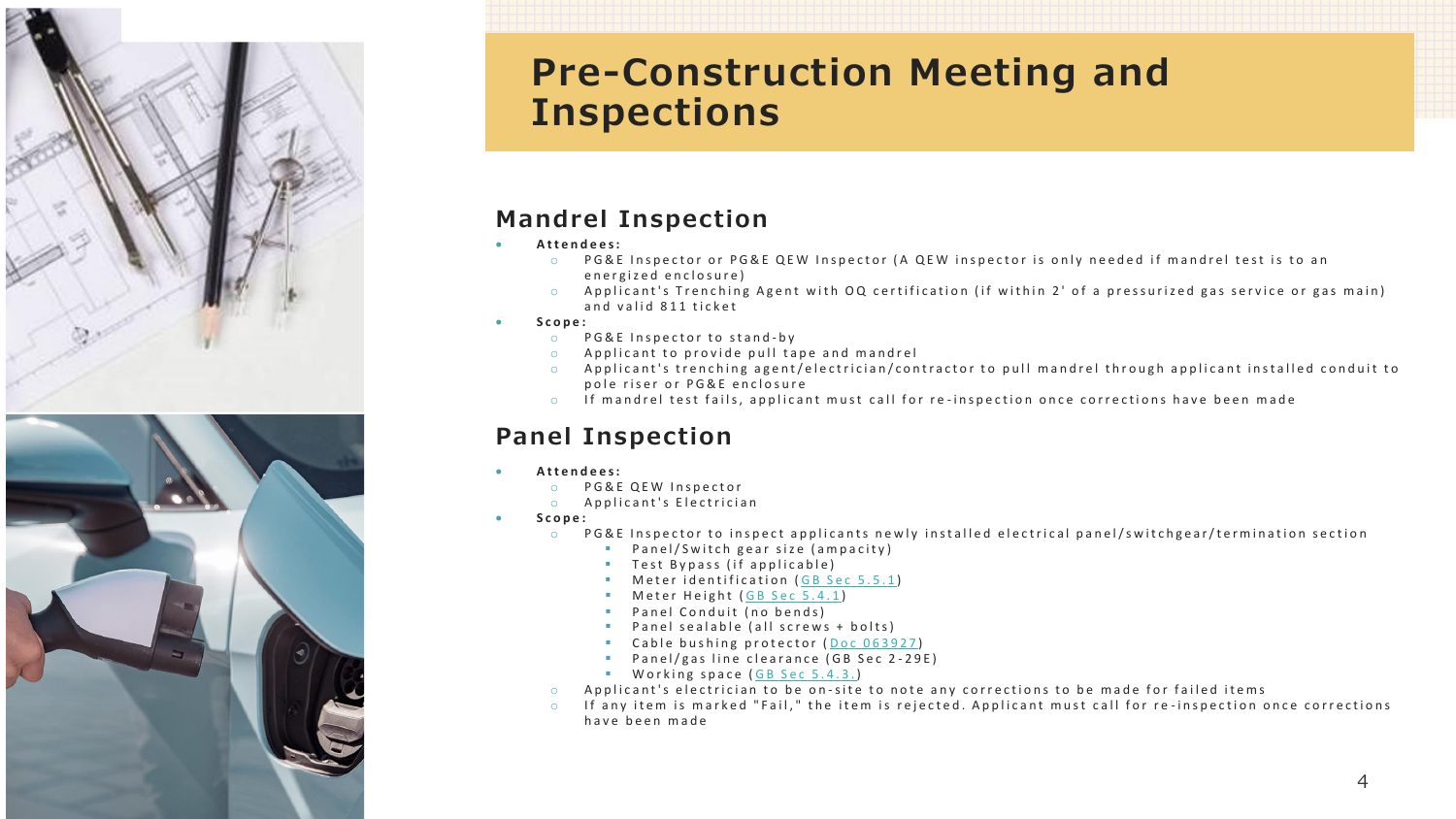# Pre-Construction Meeting and Inspections

## Mandrel Inspection

- **Attendees:**
  - PG&E Inspector or PG&E QEW Inspector (A QEW inspector is only needed if mandrel test is to an energized enclosure)
  - Applicant's Trenching Agent with OQ certification (if within 2' of a pressurized gas service or gas main) and valid 811 ticket
- **Scope:**
  - PG&E Inspector to stand-by
  - Applicant to provide pull tape and mandrel
  - Applicant's trenching agent/electrician/contractor to pull mandrel through applicant installed conduit to pole riser or PG&E enclosure
  - If mandrel test fails, applicant must call for re-inspection once corrections have been made

## Panel Inspection

- **Attendees:**
  - PG&E QEW Inspector
  - Applicant's Electrician
- **Scope:**
  - PG&E Inspector to inspect applicants newly installed electrical panel/switchgear/termination section
    - Panel/Switch gear size (ampacity)
    - Test Bypass (if applicable)
    - Meter identification (GB Sec 5.5.1)
    - Meter Height (GB Sec 5.4.1)
    - Panel Conduit (no bends)
    - Panel sealable (all screws + bolts)
    - Cable bushing protector (Doc 063927)
    - Panel/gas line clearance (GB Sec 2-29E)
    - Working space (GB Sec 5.4.3.)
  - Applicant's electrician to be on-site to note any corrections to be made for failed items
  - If any item is marked "Fail," the item is rejected. Applicant must call for re-inspection once corrections have been made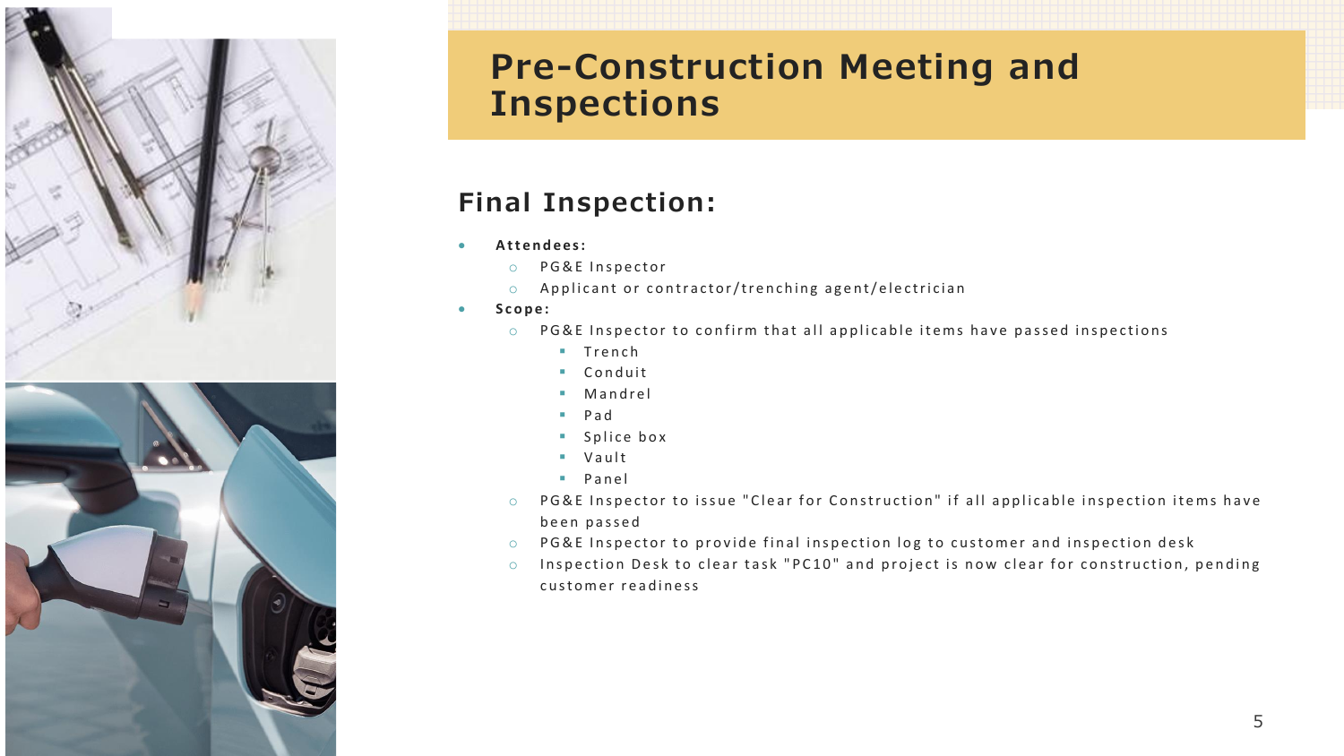# Pre-Construction Meeting and Inspections

## Final Inspection:

- **Attendees:**
  - PG&E Inspector
  - Applicant or contractor/trenching agent/electrician
- **Scope:**
  - PG&E Inspector to confirm that all applicable items have passed inspections
    - Trench
    - Conduit
    - Mandrel
    - Pad
    - Splice box
    - Vault
    - Panel
  - PG&E Inspector to issue "Clear for Construction" if all applicable inspection items have been passed
  - PG&E Inspector to provide final inspection log to customer and inspection desk
  - Inspection Desk to clear task "PC10" and project is now clear for construction, pending customer readiness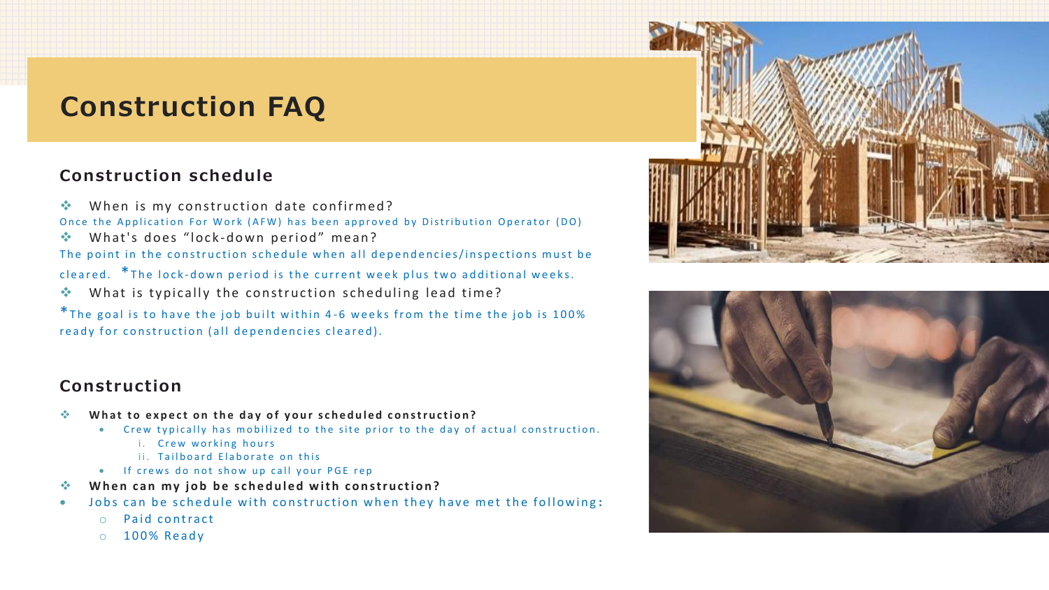# Construction FAQ

## Construction schedule

- When is my construction date confirmed?

Once the Application For Work (AFW) has been approved by Distribution Operator (DO)

- What's does "lock-down period" mean?

The point in the construction schedule when all dependencies/inspections must be cleared. *The lock-down period is the current week plus two additional weeks.

- What is typically the construction scheduling lead time?

*The goal is to have the job built within 4-6 weeks from the time the job is 100% ready for construction (all dependencies cleared).

## Construction

- **What to expect on the day of your scheduled construction?**
  - Crew typically has mobilized to the site prior to the day of actual construction.
    1. Crew working hours
    2. Tailboard Elaborate on this
  - If crews do not show up call your PGE rep
- **When can my job be scheduled with construction?**
- Jobs can be schedule with construction when they have met the following:
  - Paid contract
  - 100% Ready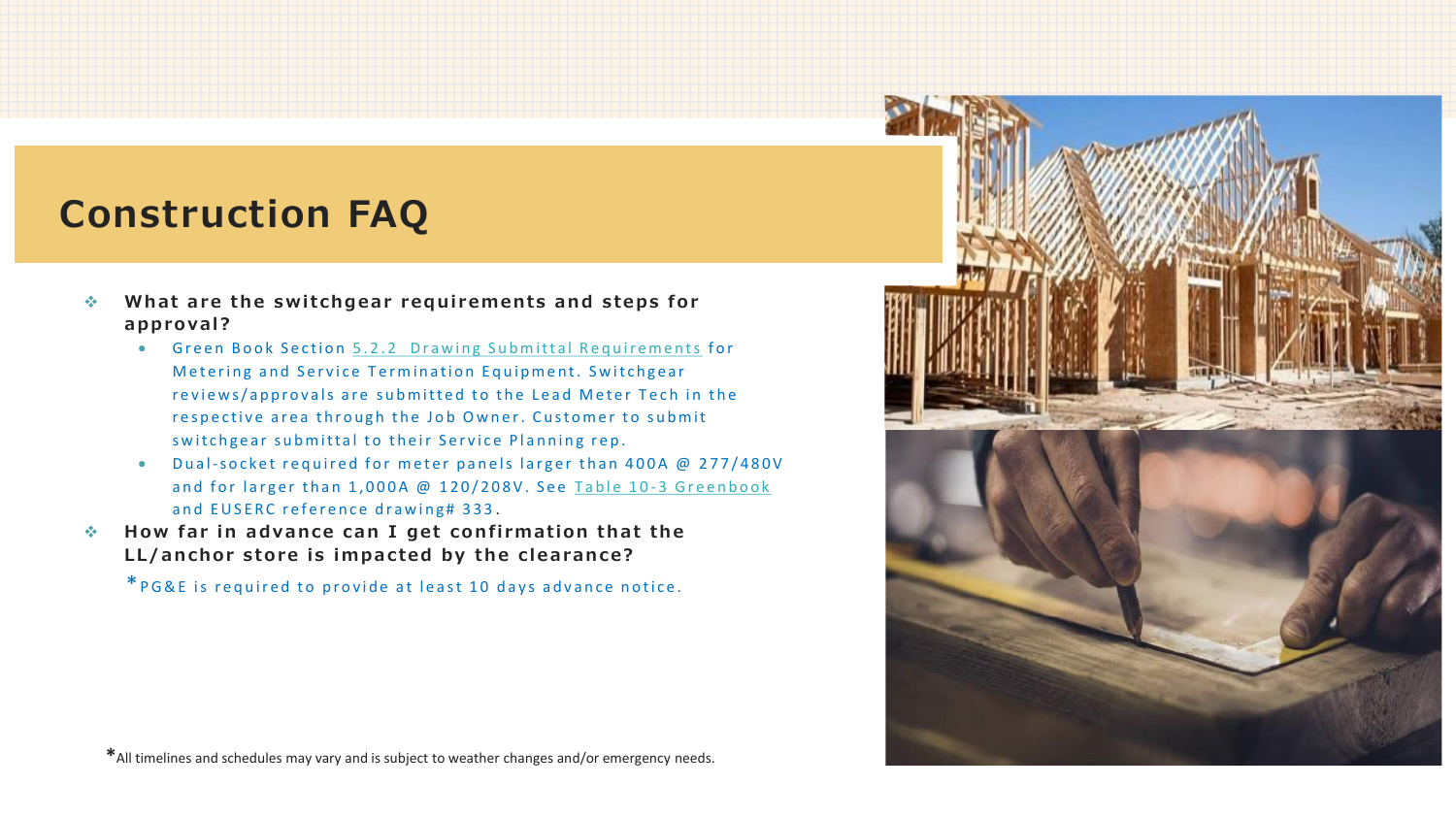# Construction FAQ

- **What are the switchgear requirements and steps for approval?**
  - Green Book Section 5.2.2 Drawing Submittal Requirements for Metering and Service Termination Equipment. Switchgear reviews/approvals are submitted to the Lead Meter Tech in the respective area through the Job Owner. Customer to submit switchgear submittal to their Service Planning rep.
  - Dual-socket required for meter panels larger than 400A @ 277/480V and for larger than 1,000A @ 120/208V. See Table 10-3 Greenbook and EUSERC reference drawing# 333.
- **How far in advance can I get confirmation that the LL/anchor store is impacted by the clearance?**

  *PG&E is required to provide at least 10 days advance notice.

*All timelines and schedules may vary and is subject to weather changes and/or emergency needs.